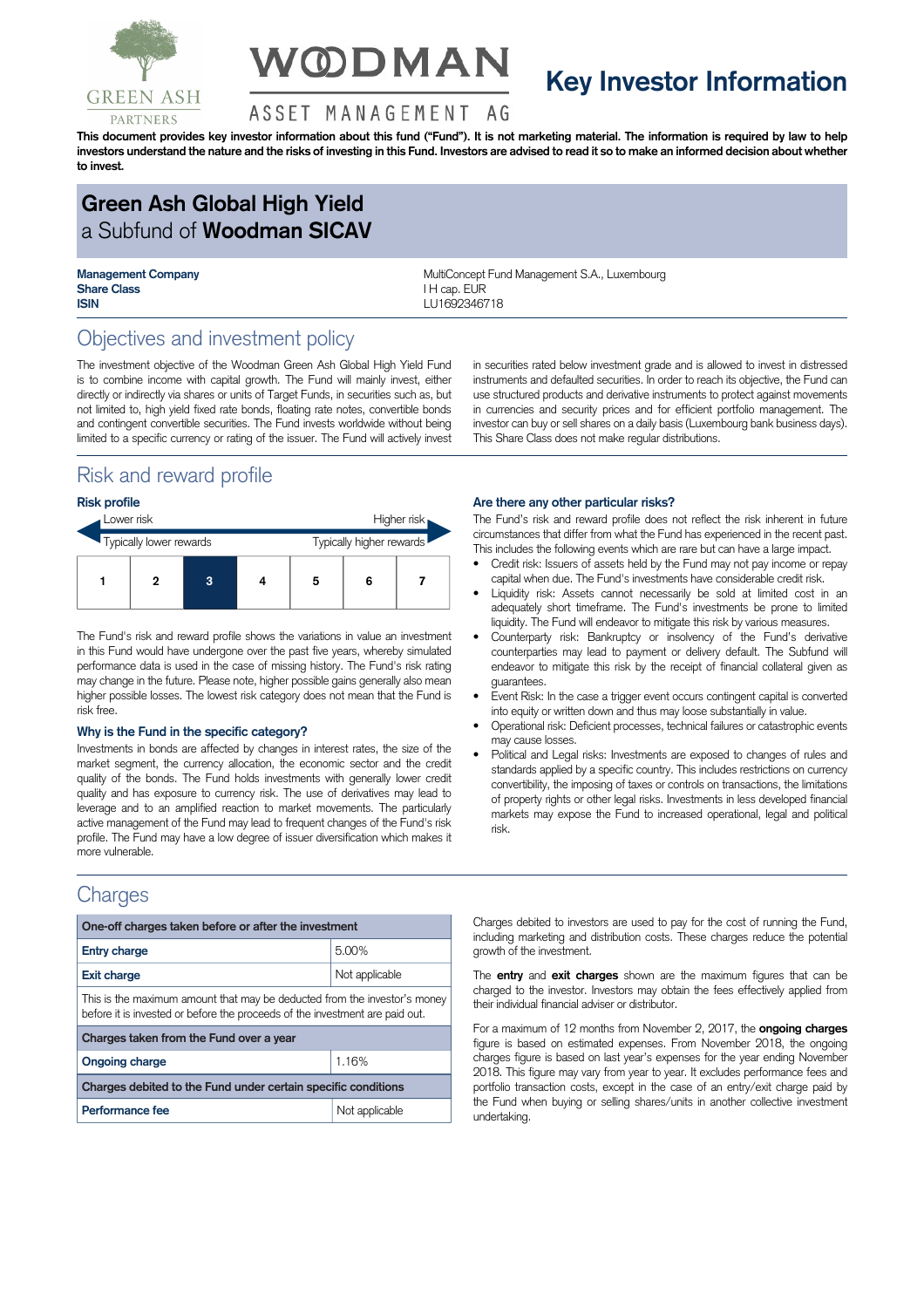GREEN ASH PARTNERS

WOODMAN

ASSET MANAGEMENT AG

# Key Investor Information

**This document provides key investor information about this fund ("Fund"). It is not marketing material. The information is required by law to help investors understand the nature and the risks of investing in this Fund. Investors are advised to read it so to make an informed decision about whether to invest.**

## Green Ash Global High Yield
a Subfund of **Woodman SICAV**

| | |
|---|---|
| **Management Company** | MultiConcept Fund Management S.A., Luxembourg |
| **Share Class** | I H cap. EUR |
| **ISIN** | LU1692346718 |

## Objectives and investment policy

The investment objective of the Woodman Green Ash Global High Yield Fund is to combine income with capital growth. The Fund will mainly invest, either directly or indirectly via shares or units of Target Funds, in securities such as, but not limited to, high yield fixed rate bonds, floating rate notes, convertible bonds and contingent convertible securities. The Fund invests worldwide without being limited to a specific currency or rating of the issuer. The Fund will actively invest in securities rated below investment grade and is allowed to invest in distressed instruments and defaulted securities. In order to reach its objective, the Fund can use structured products and derivative instruments to protect against movements in currencies and security prices and for efficient portfolio management. The investor can buy or sell shares on a daily basis (Luxembourg bank business days). This Share Class does not make regular distributions.

## Risk and reward profile

### Risk profile

Lower risk — Higher risk

Typically lower rewards — Typically higher rewards

| 1 | 2 | 3 | 4 | 5 | 6 | 7 |
|---|---|---|---|---|---|---|

(Risk category 3 highlighted)

The Fund's risk and reward profile shows the variations in value an investment in this Fund would have undergone over the past five years, whereby simulated performance data is used in the case of missing history. The Fund's risk rating may change in the future. Please note, higher possible gains generally also mean higher possible losses. The lowest risk category does not mean that the Fund is risk free.

### Why is the Fund in the specific category?

Investments in bonds are affected by changes in interest rates, the size of the market segment, the currency allocation, the economic sector and the credit quality of the bonds. The Fund holds investments with generally lower credit quality and has exposure to currency risk. The use of derivatives may lead to leverage and to an amplified reaction to market movements. The particularly active management of the Fund may lead to frequent changes of the Fund's risk profile. The Fund may have a low degree of issuer diversification which makes it more vulnerable.

### Are there any other particular risks?

The Fund's risk and reward profile does not reflect the risk inherent in future circumstances that differ from what the Fund has experienced in the recent past. This includes the following events which are rare but can have a large impact.

- Credit risk: Issuers of assets held by the Fund may not pay income or repay capital when due. The Fund's investments have considerable credit risk.
- Liquidity risk: Assets cannot necessarily be sold at limited cost in an adequately short timeframe. The Fund's investments be prone to limited liquidity. The Fund will endeavor to mitigate this risk by various measures.
- Counterparty risk: Bankruptcy or insolvency of the Fund's derivative counterparties may lead to payment or delivery default. The Subfund will endeavor to mitigate this risk by the receipt of financial collateral given as guarantees.
- Event Risk: In the case a trigger event occurs contingent capital is converted into equity or written down and thus may loose substantially in value.
- Operational risk: Deficient processes, technical failures or catastrophic events may cause losses.
- Political and Legal risks: Investments are exposed to changes of rules and standards applied by a specific country. This includes restrictions on currency convertibility, the imposing of taxes or controls on transactions, the limitations of property rights or other legal risks. Investments in less developed financial markets may expose the Fund to increased operational, legal and political risk.

## Charges

| One-off charges taken before or after the investment | |
|---|---|
| **Entry charge** | 5.00% |
| **Exit charge** | Not applicable |
| This is the maximum amount that may be deducted from the investor's money before it is invested or before the proceeds of the investment are paid out. | |
| **Charges taken from the Fund over a year** | |
| **Ongoing charge** | 1.16% |
| **Charges debited to the Fund under certain specific conditions** | |
| **Performance fee** | Not applicable |

Charges debited to investors are used to pay for the cost of running the Fund, including marketing and distribution costs. These charges reduce the potential growth of the investment.

The **entry** and **exit charges** shown are the maximum figures that can be charged to the investor. Investors may obtain the fees effectively applied from their individual financial adviser or distributor.

For a maximum of 12 months from November 2, 2017, the **ongoing charges** figure is based on estimated expenses. From November 2018, the ongoing charges figure is based on last year's expenses for the year ending November 2018. This figure may vary from year to year. It excludes performance fees and portfolio transaction costs, except in the case of an entry/exit charge paid by the Fund when buying or selling shares/units in another collective investment undertaking.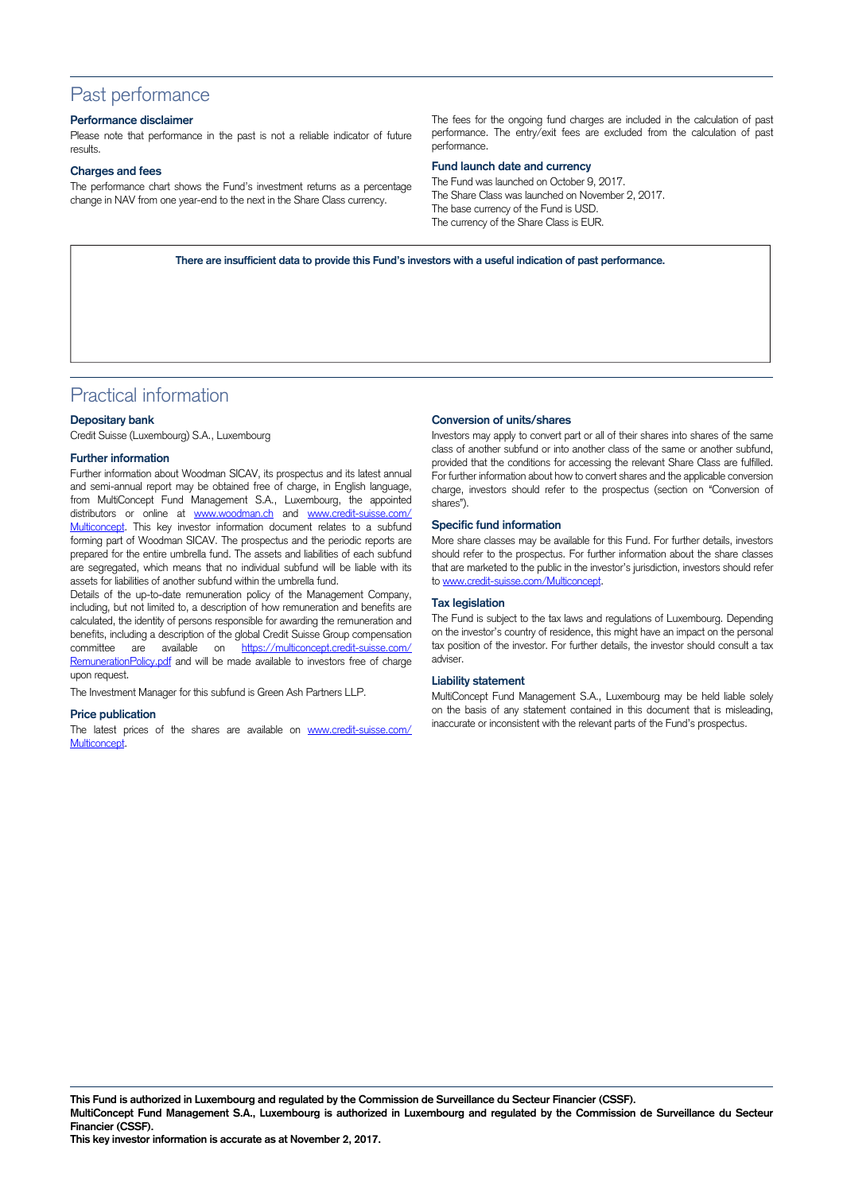## Past performance

### Performance disclaimer

Please note that performance in the past is not a reliable indicator of future results.

### Charges and fees

The performance chart shows the Fund's investment returns as a percentage change in NAV from one year-end to the next in the Share Class currency.

The fees for the ongoing fund charges are included in the calculation of past performance. The entry/exit fees are excluded from the calculation of past performance.

### Fund launch date and currency

The Fund was launched on October 9, 2017.
The Share Class was launched on November 2, 2017.
The base currency of the Fund is USD.
The currency of the Share Class is EUR.

**There are insufficient data to provide this Fund's investors with a useful indication of past performance.**

## Practical information

### Depositary bank

Credit Suisse (Luxembourg) S.A., Luxembourg

### Further information

Further information about Woodman SICAV, its prospectus and its latest annual and semi-annual report may be obtained free of charge, in English language, from MultiConcept Fund Management S.A., Luxembourg, the appointed distributors or online at www.woodman.ch and www.credit-suisse.com/Multiconcept. This key investor information document relates to a subfund forming part of Woodman SICAV. The prospectus and the periodic reports are prepared for the entire umbrella fund. The assets and liabilities of each subfund are segregated, which means that no individual subfund will be liable with its assets for liabilities of another subfund within the umbrella fund.

Details of the up-to-date remuneration policy of the Management Company, including, but not limited to, a description of how remuneration and benefits are calculated, the identity of persons responsible for awarding the remuneration and benefits, including a description of the global Credit Suisse Group compensation committee are available on https://multiconcept.credit-suisse.com/RemunerationPolicy.pdf and will be made available to investors free of charge upon request.

The Investment Manager for this subfund is Green Ash Partners LLP.

### Price publication

The latest prices of the shares are available on www.credit-suisse.com/Multiconcept.

### Conversion of units/shares

Investors may apply to convert part or all of their shares into shares of the same class of another subfund or into another class of the same or another subfund, provided that the conditions for accessing the relevant Share Class are fulfilled. For further information about how to convert shares and the applicable conversion charge, investors should refer to the prospectus (section on "Conversion of shares").

### Specific fund information

More share classes may be available for this Fund. For further details, investors should refer to the prospectus. For further information about the share classes that are marketed to the public in the investor's jurisdiction, investors should refer to www.credit-suisse.com/Multiconcept.

### Tax legislation

The Fund is subject to the tax laws and regulations of Luxembourg. Depending on the investor's country of residence, this might have an impact on the personal tax position of the investor. For further details, the investor should consult a tax adviser.

### Liability statement

MultiConcept Fund Management S.A., Luxembourg may be held liable solely on the basis of any statement contained in this document that is misleading, inaccurate or inconsistent with the relevant parts of the Fund's prospectus.

**This Fund is authorized in Luxembourg and regulated by the Commission de Surveillance du Secteur Financier (CSSF).**
**MultiConcept Fund Management S.A., Luxembourg is authorized in Luxembourg and regulated by the Commission de Surveillance du Secteur Financier (CSSF).**
**This key investor information is accurate as at November 2, 2017.**